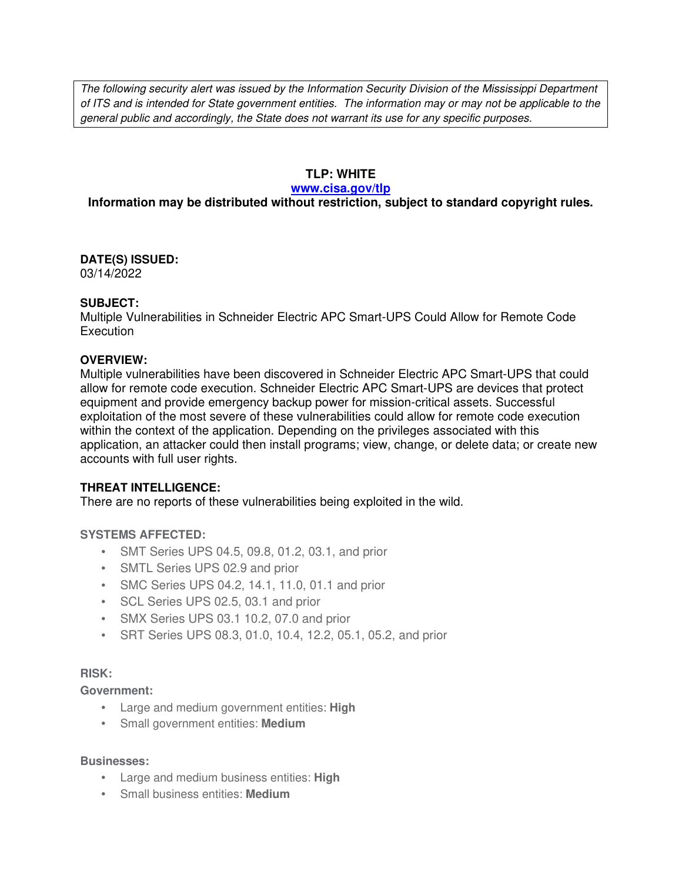*The following security alert was issued by the Information Security Division of the Mississippi Department of ITS and is intended for State government entities. The information may or may not be applicable to the general public and accordingly, the State does not warrant its use for any specific purposes.*

**TLP: WHITE**

**www.cisa.gov/tlp**

**Information may be distributed without restriction, subject to standard copyright rules.**

**DATE(S) ISSUED:**

03/14/2022

**SUBJECT:**

Multiple Vulnerabilities in Schneider Electric APC Smart-UPS Could Allow for Remote Code Execution

**OVERVIEW:**

Multiple vulnerabilities have been discovered in Schneider Electric APC Smart-UPS that could allow for remote code execution. Schneider Electric APC Smart-UPS are devices that protect equipment and provide emergency backup power for mission-critical assets. Successful exploitation of the most severe of these vulnerabilities could allow for remote code execution within the context of the application. Depending on the privileges associated with this application, an attacker could then install programs; view, change, or delete data; or create new accounts with full user rights.

**THREAT INTELLIGENCE:**

There are no reports of these vulnerabilities being exploited in the wild.

**SYSTEMS AFFECTED:**

- SMT Series UPS 04.5, 09.8, 01.2, 03.1, and prior
- SMTL Series UPS 02.9 and prior
- SMC Series UPS 04.2, 14.1, 11.0, 01.1 and prior
- SCL Series UPS 02.5, 03.1 and prior
- SMX Series UPS 03.1 10.2, 07.0 and prior
- SRT Series UPS 08.3, 01.0, 10.4, 12.2, 05.1, 05.2, and prior

**RISK:**

**Government:**

- Large and medium government entities: **High**
- Small government entities: **Medium**

**Businesses:**

- Large and medium business entities: **High**
- Small business entities: **Medium**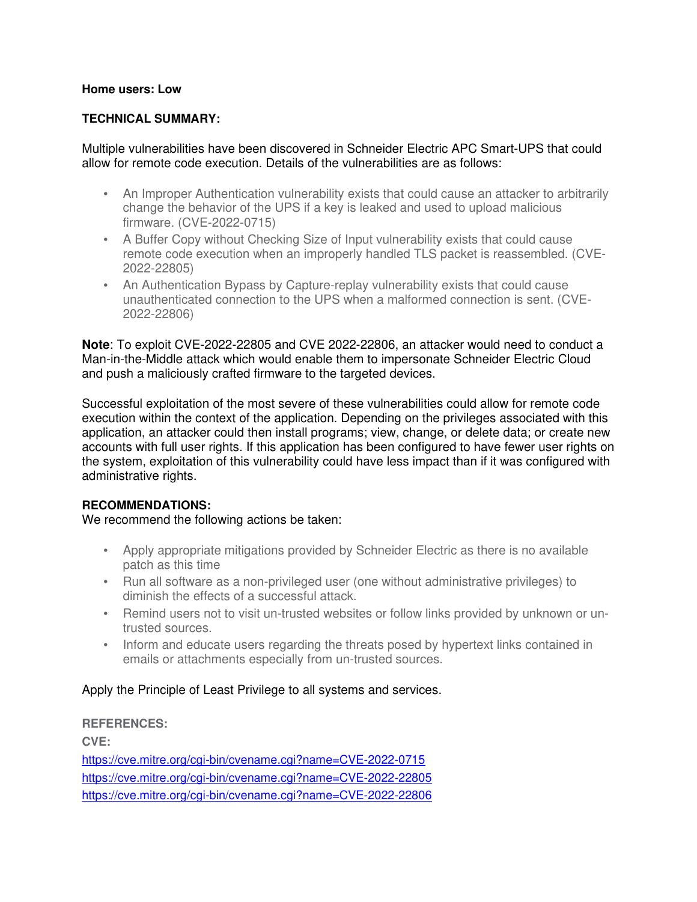**Home users: Low**

**TECHNICAL SUMMARY:**

Multiple vulnerabilities have been discovered in Schneider Electric APC Smart-UPS that could allow for remote code execution. Details of the vulnerabilities are as follows:

- An Improper Authentication vulnerability exists that could cause an attacker to arbitrarily change the behavior of the UPS if a key is leaked and used to upload malicious firmware. (CVE-2022-0715)
- A Buffer Copy without Checking Size of Input vulnerability exists that could cause remote code execution when an improperly handled TLS packet is reassembled. (CVE-2022-22805)
- An Authentication Bypass by Capture-replay vulnerability exists that could cause unauthenticated connection to the UPS when a malformed connection is sent. (CVE-2022-22806)

**Note**: To exploit CVE-2022-22805 and CVE 2022-22806, an attacker would need to conduct a Man-in-the-Middle attack which would enable them to impersonate Schneider Electric Cloud and push a maliciously crafted firmware to the targeted devices.

Successful exploitation of the most severe of these vulnerabilities could allow for remote code execution within the context of the application. Depending on the privileges associated with this application, an attacker could then install programs; view, change, or delete data; or create new accounts with full user rights. If this application has been configured to have fewer user rights on the system, exploitation of this vulnerability could have less impact than if it was configured with administrative rights.

**RECOMMENDATIONS:**

We recommend the following actions be taken:

- Apply appropriate mitigations provided by Schneider Electric as there is no available patch as this time
- Run all software as a non-privileged user (one without administrative privileges) to diminish the effects of a successful attack.
- Remind users not to visit un-trusted websites or follow links provided by unknown or un-trusted sources.
- Inform and educate users regarding the threats posed by hypertext links contained in emails or attachments especially from un-trusted sources.

Apply the Principle of Least Privilege to all systems and services.

**REFERENCES:**

**CVE:**

https://cve.mitre.org/cgi-bin/cvename.cgi?name=CVE-2022-0715

https://cve.mitre.org/cgi-bin/cvename.cgi?name=CVE-2022-22805

https://cve.mitre.org/cgi-bin/cvename.cgi?name=CVE-2022-22806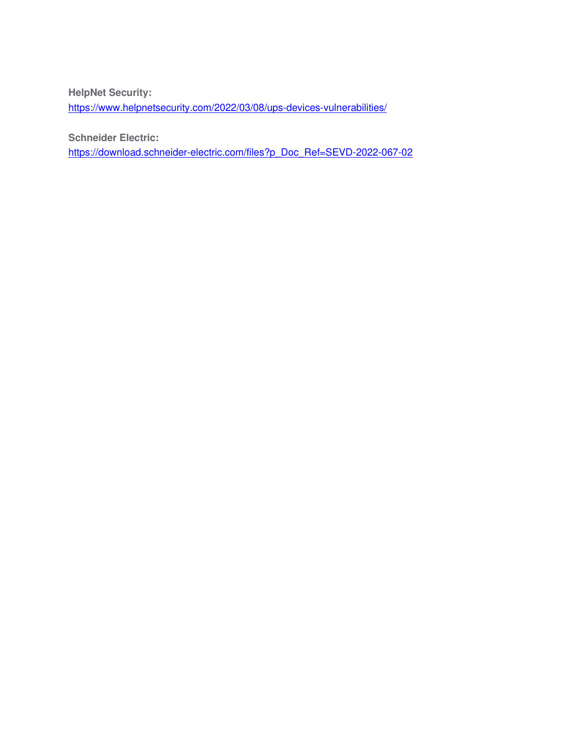**HelpNet Security:**
https://www.helpnetsecurity.com/2022/03/08/ups-devices-vulnerabilities/

**Schneider Electric:**
https://download.schneider-electric.com/files?p_Doc_Ref=SEVD-2022-067-02